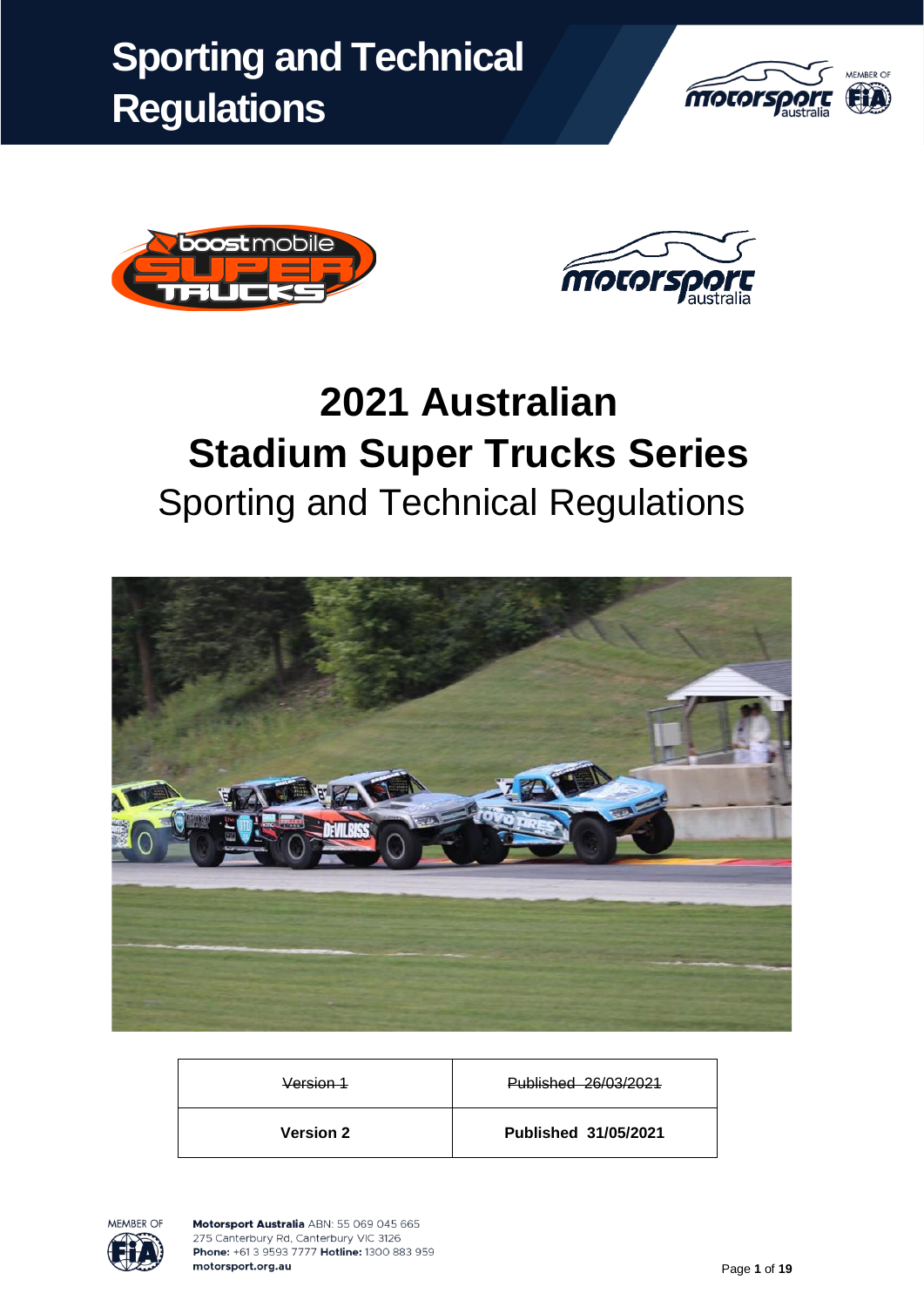# Sporting and Technical Regulations

# 2021 Australian Stadium Super Trucks Series

## Sporting and Technical Regulations

| ~~Version 1~~ | ~~Published 26/03/2021~~ |
|---|---|
| **Version 2** | **Published 31/05/2021** |

**Motorsport Australia** ABN: 55 069 045 665
275 Canterbury Rd, Canterbury VIC 3126
**Phone:** +61 3 9593 7777 **Hotline:** 1300 883 959
**motorsport.org.au**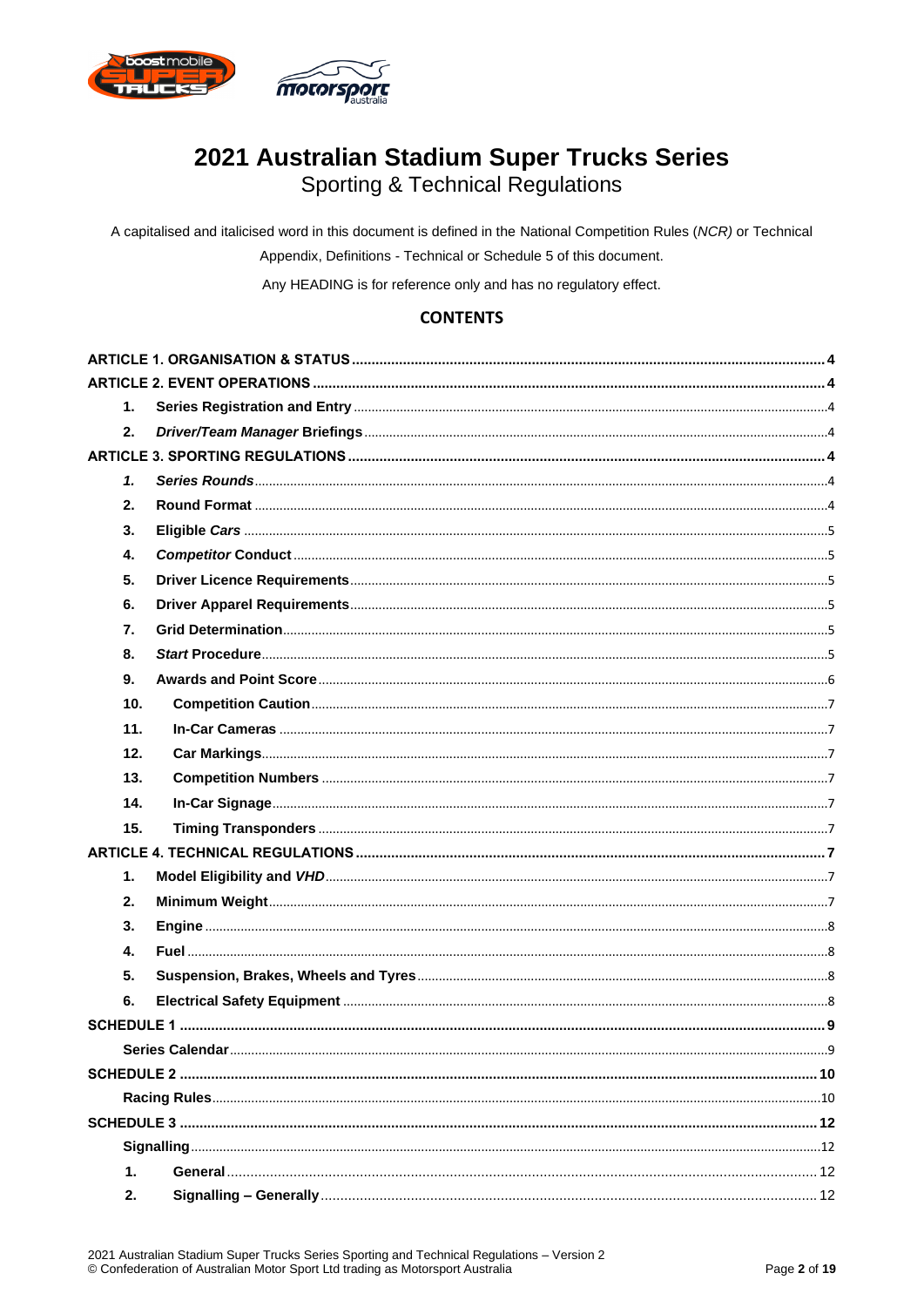# 2021 Australian Stadium Super Trucks Series

## Sporting & Technical Regulations

A capitalised and italicised word in this document is defined in the National Competition Rules (*NCR)* or Technical Appendix, Definitions - Technical or Schedule 5 of this document.

Any HEADING is for reference only and has no regulatory effect.

### CONTENTS

**ARTICLE 1. ORGANISATION & STATUS** ..... 4

**ARTICLE 2. EVENT OPERATIONS** ..... 4

1. **Series Registration and Entry** ..... 4
2. ***Driver/Team Manager* Briefings** ..... 4

**ARTICLE 3. SPORTING REGULATIONS** ..... 4

1. ***Series Rounds*** ..... 4
2. **Round Format** ..... 4
3. **Eligible *Cars*** ..... 5
4. ***Competitor* Conduct** ..... 5
5. **Driver Licence Requirements** ..... 5
6. **Driver Apparel Requirements** ..... 5
7. **Grid Determination** ..... 5
8. ***Start* Procedure** ..... 5
9. **Awards and Point Score** ..... 6
10. **Competition Caution** ..... 7
11. **In-Car Cameras** ..... 7
12. **Car Markings** ..... 7
13. **Competition Numbers** ..... 7
14. **In-Car Signage** ..... 7
15. **Timing Transponders** ..... 7

**ARTICLE 4. TECHNICAL REGULATIONS** ..... 7

1. **Model Eligibility and *VHD*** ..... 7
2. **Minimum Weight** ..... 7
3. **Engine** ..... 8
4. **Fuel** ..... 8
5. **Suspension, Brakes, Wheels and Tyres** ..... 8
6. **Electrical Safety Equipment** ..... 8

**SCHEDULE 1** ..... 9

**Series Calendar** ..... 9

**SCHEDULE 2** ..... 10

**Racing Rules** ..... 10

**SCHEDULE 3** ..... 12

**Signalling** ..... 12

1. **General** ..... 12
2. **Signalling – Generally** ..... 12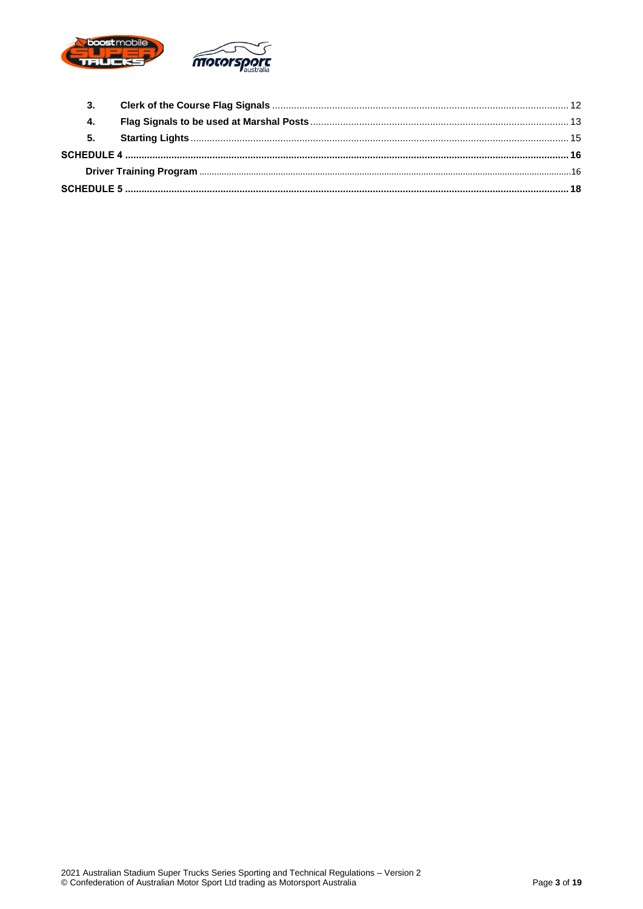| | | |
|---|---|---|
| **3.** | **Clerk of the Course Flag Signals** | 12 |
| **4.** | **Flag Signals to be used at Marshal Posts** | 13 |
| **5.** | **Starting Lights** | 15 |
| **SCHEDULE 4** | | **16** |
| | **Driver Training Program** | 16 |
| **SCHEDULE 5** | | **18** |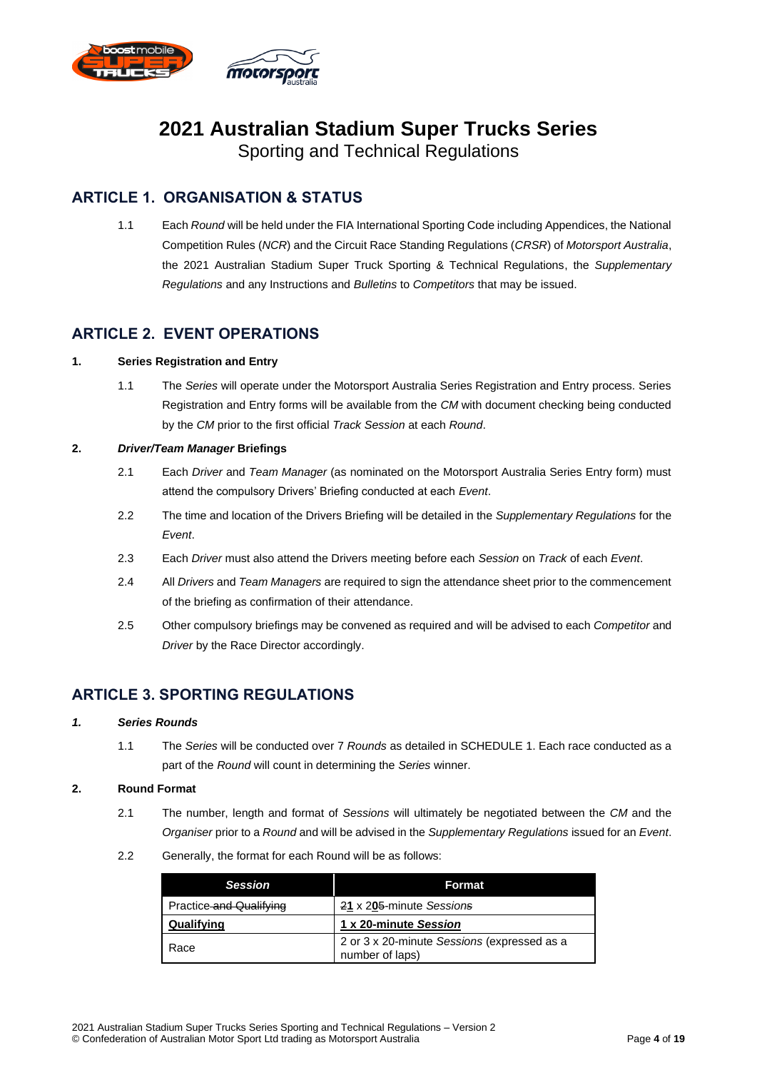# 2021 Australian Stadium Super Trucks Series

Sporting and Technical Regulations

## ARTICLE 1. ORGANISATION & STATUS

1.1 Each *Round* will be held under the FIA International Sporting Code including Appendices, the National Competition Rules (*NCR*) and the Circuit Race Standing Regulations (*CRSR*) of *Motorsport Australia*, the 2021 Australian Stadium Super Truck Sporting & Technical Regulations, the *Supplementary Regulations* and any Instructions and *Bulletins* to *Competitors* that may be issued.

## ARTICLE 2. EVENT OPERATIONS

### 1. Series Registration and Entry

1.1 The *Series* will operate under the Motorsport Australia Series Registration and Entry process. Series Registration and Entry forms will be available from the *CM* with document checking being conducted by the *CM* prior to the first official *Track Session* at each *Round*.

### 2. *Driver/Team Manager* Briefings

2.1 Each *Driver* and *Team Manager* (as nominated on the Motorsport Australia Series Entry form) must attend the compulsory Drivers' Briefing conducted at each *Event*.

2.2 The time and location of the Drivers Briefing will be detailed in the *Supplementary Regulations* for the *Event*.

2.3 Each *Driver* must also attend the Drivers meeting before each *Session* on *Track* of each *Event*.

2.4 All *Drivers* and *Team Managers* are required to sign the attendance sheet prior to the commencement of the briefing as confirmation of their attendance.

2.5 Other compulsory briefings may be convened as required and will be advised to each *Competitor* and *Driver* by the Race Director accordingly.

## ARTICLE 3. SPORTING REGULATIONS

### *1. Series Rounds*

1.1 The *Series* will be conducted over 7 *Rounds* as detailed in SCHEDULE 1. Each race conducted as a part of the *Round* will count in determining the *Series* winner.

### 2. Round Format

2.1 The number, length and format of *Sessions* will ultimately be negotiated between the *CM* and the *Organiser* prior to a *Round* and will be advised in the *Supplementary Regulations* issued for an *Event*.

2.2 Generally, the format for each Round will be as follows:

| *Session* | Format |
|---|---|
| Practice ~~and Qualifying~~ | ~~2~~**1** x 2**0**~~5~~-minute *Session*~~s~~ |
| **Qualifying** | **1 x 20-minute *Session*** |
| Race | 2 or 3 x 20-minute *Sessions* (expressed as a number of laps) |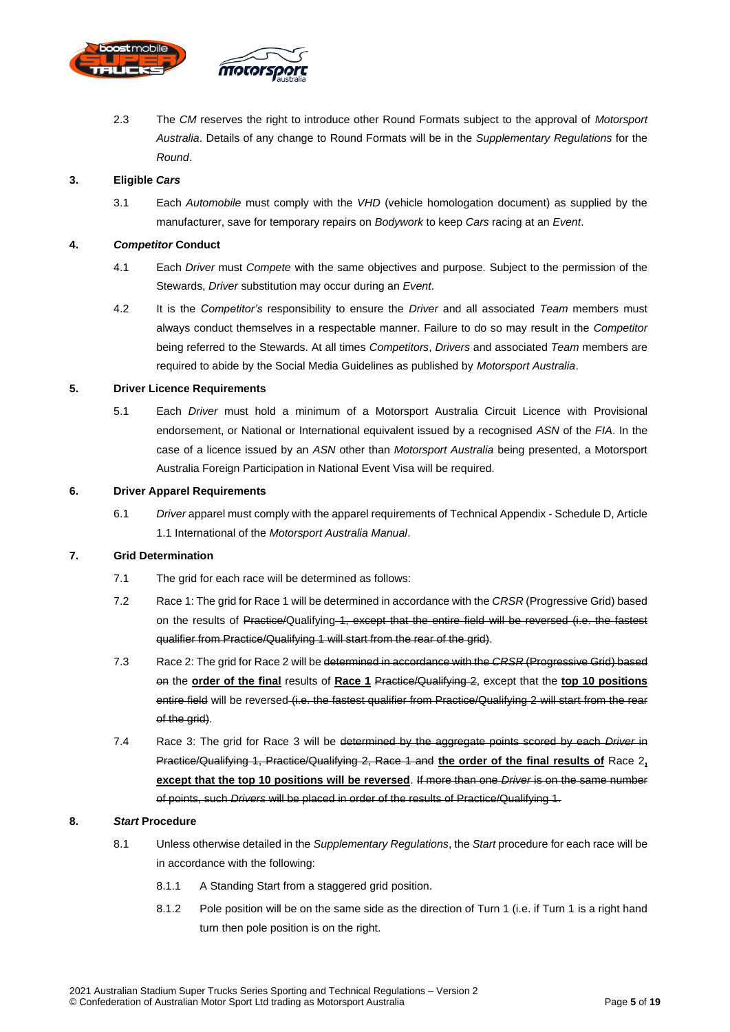2.3 The *CM* reserves the right to introduce other Round Formats subject to the approval of *Motorsport Australia*. Details of any change to Round Formats will be in the *Supplementary Regulations* for the *Round*.

## 3. Eligible *Cars*

3.1 Each *Automobile* must comply with the *VHD* (vehicle homologation document) as supplied by the manufacturer, save for temporary repairs on *Bodywork* to keep *Cars* racing at an *Event*.

## 4. *Competitor* Conduct

4.1 Each *Driver* must *Compete* with the same objectives and purpose. Subject to the permission of the Stewards, *Driver* substitution may occur during an *Event*.

4.2 It is the *Competitor's* responsibility to ensure the *Driver* and all associated *Team* members must always conduct themselves in a respectable manner. Failure to do so may result in the *Competitor* being referred to the Stewards. At all times *Competitors*, *Drivers* and associated *Team* members are required to abide by the Social Media Guidelines as published by *Motorsport Australia*.

## 5. Driver Licence Requirements

5.1 Each *Driver* must hold a minimum of a Motorsport Australia Circuit Licence with Provisional endorsement, or National or International equivalent issued by a recognised *ASN* of the *FIA*. In the case of a licence issued by an *ASN* other than *Motorsport Australia* being presented, a Motorsport Australia Foreign Participation in National Event Visa will be required.

## 6. Driver Apparel Requirements

6.1 *Driver* apparel must comply with the apparel requirements of Technical Appendix - Schedule D, Article 1.1 International of the *Motorsport Australia Manual*.

## 7. Grid Determination

7.1 The grid for each race will be determined as follows:

7.2 Race 1: The grid for Race 1 will be determined in accordance with the *CRSR* (Progressive Grid) based on the results of ~~Practice/~~Qualifying~~ 1, except that the entire field will be reversed (i.e. the fastest qualifier from Practice/Qualifying 1 will start from the rear of the grid)~~.

7.3 Race 2: The grid for Race 2 will be ~~determined in accordance with the *CRSR* (Progressive Grid) based on~~ the **order of the final** results of **Race 1** ~~Practice/Qualifying 2~~, except that the **top 10 positions** ~~entire field~~ will be reversed ~~(i.e. the fastest qualifier from Practice/Qualifying 2 will start from the rear of the grid)~~.

7.4 Race 3: The grid for Race 3 will be ~~determined by the aggregate points scored by each *Driver* in Practice/Qualifying 1, Practice/Qualifying 2, Race 1 and~~ **the order of the final results of** Race 2**, except that the top 10 positions will be reversed**. ~~If more than one *Driver* is on the same number of points, such *Drivers* will be placed in order of the results of Practice/Qualifying 1.~~

## 8. *Start* Procedure

8.1 Unless otherwise detailed in the *Supplementary Regulations*, the *Start* procedure for each race will be in accordance with the following:

8.1.1 A Standing Start from a staggered grid position.

8.1.2 Pole position will be on the same side as the direction of Turn 1 (i.e. if Turn 1 is a right hand turn then pole position is on the right.

2021 Australian Stadium Super Trucks Series Sporting and Technical Regulations – Version 2
© Confederation of Australian Motor Sport Ltd trading as Motorsport Australia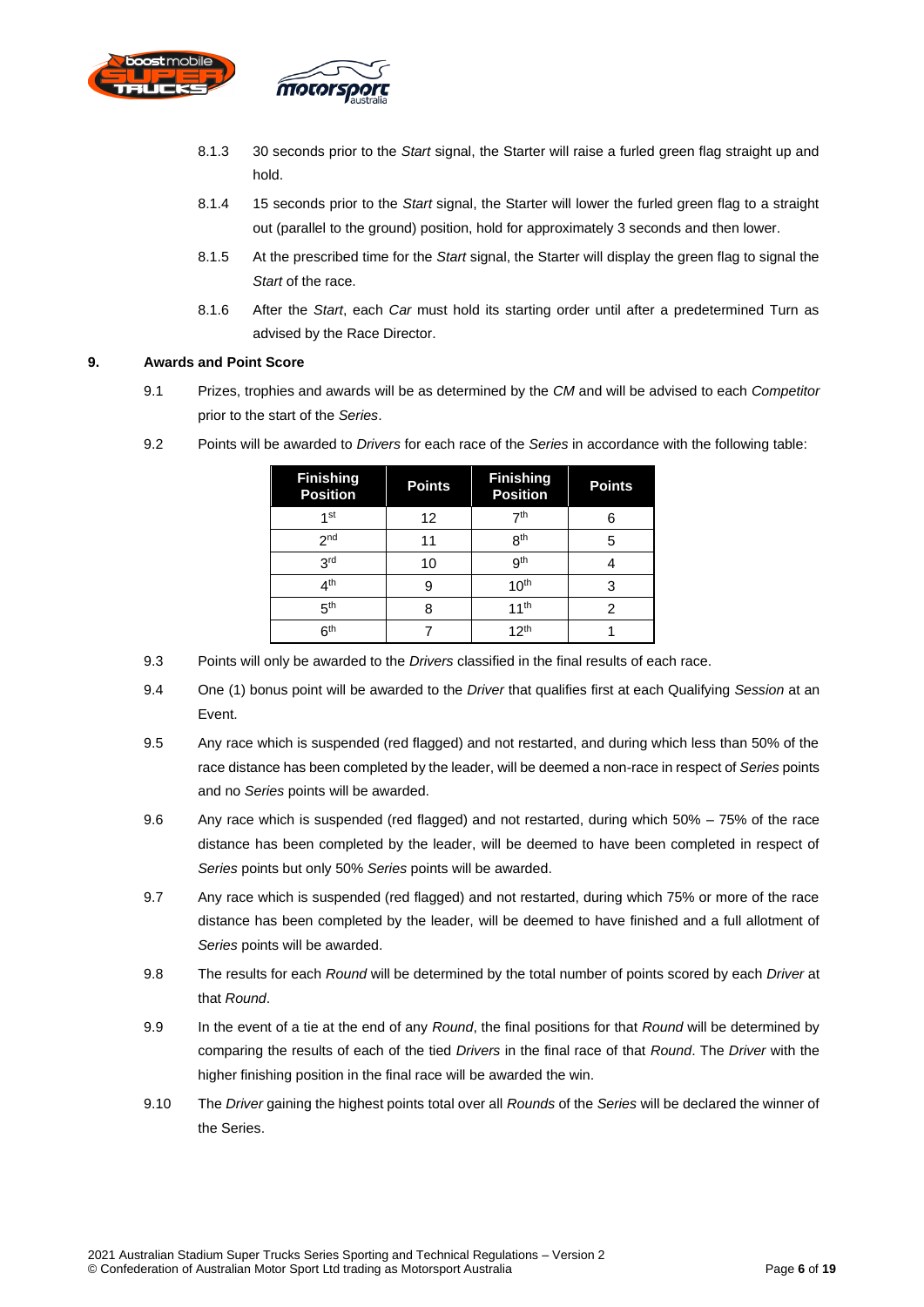8.1.3 30 seconds prior to the *Start* signal, the Starter will raise a furled green flag straight up and hold.

8.1.4 15 seconds prior to the *Start* signal, the Starter will lower the furled green flag to a straight out (parallel to the ground) position, hold for approximately 3 seconds and then lower.

8.1.5 At the prescribed time for the *Start* signal, the Starter will display the green flag to signal the *Start* of the race.

8.1.6 After the *Start*, each *Car* must hold its starting order until after a predetermined Turn as advised by the Race Director.

## 9. Awards and Point Score

9.1 Prizes, trophies and awards will be as determined by the *CM* and will be advised to each *Competitor* prior to the start of the *Series*.

9.2 Points will be awarded to *Drivers* for each race of the *Series* in accordance with the following table:

| Finishing Position | Points | Finishing Position | Points |
|---|---|---|---|
| 1st | 12 | 7th | 6 |
| 2nd | 11 | 8th | 5 |
| 3rd | 10 | 9th | 4 |
| 4th | 9 | 10th | 3 |
| 5th | 8 | 11th | 2 |
| 6th | 7 | 12th | 1 |

9.3 Points will only be awarded to the *Drivers* classified in the final results of each race.

9.4 One (1) bonus point will be awarded to the *Driver* that qualifies first at each Qualifying *Session* at an Event.

9.5 Any race which is suspended (red flagged) and not restarted, and during which less than 50% of the race distance has been completed by the leader, will be deemed a non-race in respect of *Series* points and no *Series* points will be awarded.

9.6 Any race which is suspended (red flagged) and not restarted, during which 50% – 75% of the race distance has been completed by the leader, will be deemed to have been completed in respect of *Series* points but only 50% *Series* points will be awarded.

9.7 Any race which is suspended (red flagged) and not restarted, during which 75% or more of the race distance has been completed by the leader, will be deemed to have finished and a full allotment of *Series* points will be awarded.

9.8 The results for each *Round* will be determined by the total number of points scored by each *Driver* at that *Round*.

9.9 In the event of a tie at the end of any *Round*, the final positions for that *Round* will be determined by comparing the results of each of the tied *Drivers* in the final race of that *Round*. The *Driver* with the higher finishing position in the final race will be awarded the win.

9.10 The *Driver* gaining the highest points total over all *Rounds* of the *Series* will be declared the winner of the Series.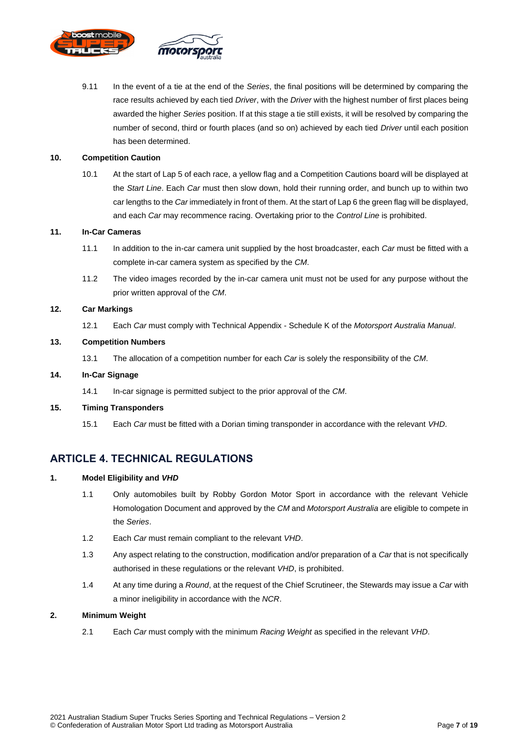9.11 In the event of a tie at the end of the *Series*, the final positions will be determined by comparing the race results achieved by each tied *Driver*, with the *Driver* with the highest number of first places being awarded the higher *Series* position. If at this stage a tie still exists, it will be resolved by comparing the number of second, third or fourth places (and so on) achieved by each tied *Driver* until each position has been determined.

**10. Competition Caution**

10.1 At the start of Lap 5 of each race, a yellow flag and a Competition Cautions board will be displayed at the *Start Line*. Each *Car* must then slow down, hold their running order, and bunch up to within two car lengths to the *Car* immediately in front of them. At the start of Lap 6 the green flag will be displayed, and each *Car* may recommence racing. Overtaking prior to the *Control Line* is prohibited.

**11. In-Car Cameras**

11.1 In addition to the in-car camera unit supplied by the host broadcaster, each *Car* must be fitted with a complete in-car camera system as specified by the *CM*.

11.2 The video images recorded by the in-car camera unit must not be used for any purpose without the prior written approval of the *CM*.

**12. Car Markings**

12.1 Each *Car* must comply with Technical Appendix - Schedule K of the *Motorsport Australia Manual*.

**13. Competition Numbers**

13.1 The allocation of a competition number for each *Car* is solely the responsibility of the *CM*.

**14. In-Car Signage**

14.1 In-car signage is permitted subject to the prior approval of the *CM*.

**15. Timing Transponders**

15.1 Each *Car* must be fitted with a Dorian timing transponder in accordance with the relevant *VHD*.

## ARTICLE 4. TECHNICAL REGULATIONS

**1. Model Eligibility and *VHD***

1.1 Only automobiles built by Robby Gordon Motor Sport in accordance with the relevant Vehicle Homologation Document and approved by the *CM* and *Motorsport Australia* are eligible to compete in the *Series*.

1.2 Each *Car* must remain compliant to the relevant *VHD*.

1.3 Any aspect relating to the construction, modification and/or preparation of a *Car* that is not specifically authorised in these regulations or the relevant *VHD*, is prohibited.

1.4 At any time during a *Round*, at the request of the Chief Scrutineer, the Stewards may issue a *Car* with a minor ineligibility in accordance with the *NCR*.

**2. Minimum Weight**

2.1 Each *Car* must comply with the minimum *Racing Weight* as specified in the relevant *VHD*.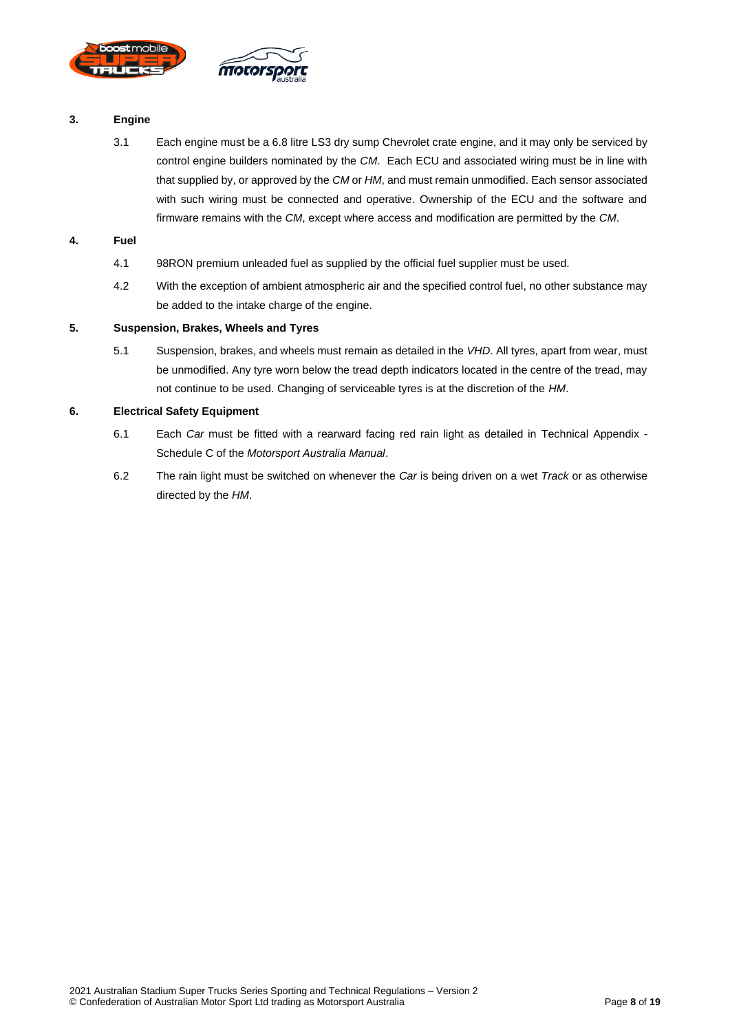### 3. Engine

3.1 Each engine must be a 6.8 litre LS3 dry sump Chevrolet crate engine, and it may only be serviced by control engine builders nominated by the *CM*. Each ECU and associated wiring must be in line with that supplied by, or approved by the *CM* or *HM*, and must remain unmodified. Each sensor associated with such wiring must be connected and operative. Ownership of the ECU and the software and firmware remains with the *CM*, except where access and modification are permitted by the *CM*.

### 4. Fuel

4.1 98RON premium unleaded fuel as supplied by the official fuel supplier must be used.

4.2 With the exception of ambient atmospheric air and the specified control fuel, no other substance may be added to the intake charge of the engine.

### 5. Suspension, Brakes, Wheels and Tyres

5.1 Suspension, brakes, and wheels must remain as detailed in the *VHD*. All tyres, apart from wear, must be unmodified. Any tyre worn below the tread depth indicators located in the centre of the tread, may not continue to be used. Changing of serviceable tyres is at the discretion of the *HM*.

### 6. Electrical Safety Equipment

6.1 Each *Car* must be fitted with a rearward facing red rain light as detailed in Technical Appendix - Schedule C of the *Motorsport Australia Manual*.

6.2 The rain light must be switched on whenever the *Car* is being driven on a wet *Track* or as otherwise directed by the *HM*.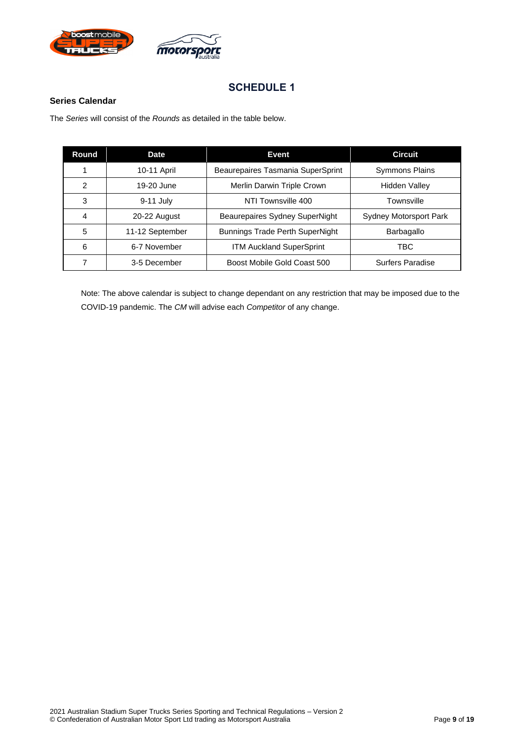# SCHEDULE 1

### Series Calendar

The *Series* will consist of the *Rounds* as detailed in the table below.

| Round | Date | Event | Circuit |
|---|---|---|---|
| 1 | 10-11 April | Beaurepaires Tasmania SuperSprint | Symmons Plains |
| 2 | 19-20 June | Merlin Darwin Triple Crown | Hidden Valley |
| 3 | 9-11 July | NTI Townsville 400 | Townsville |
| 4 | 20-22 August | Beaurepaires Sydney SuperNight | Sydney Motorsport Park |
| 5 | 11-12 September | Bunnings Trade Perth SuperNight | Barbagallo |
| 6 | 6-7 November | ITM Auckland SuperSprint | TBC |
| 7 | 3-5 December | Boost Mobile Gold Coast 500 | Surfers Paradise |

Note: The above calendar is subject to change dependant on any restriction that may be imposed due to the COVID-19 pandemic. The *CM* will advise each *Competitor* of any change.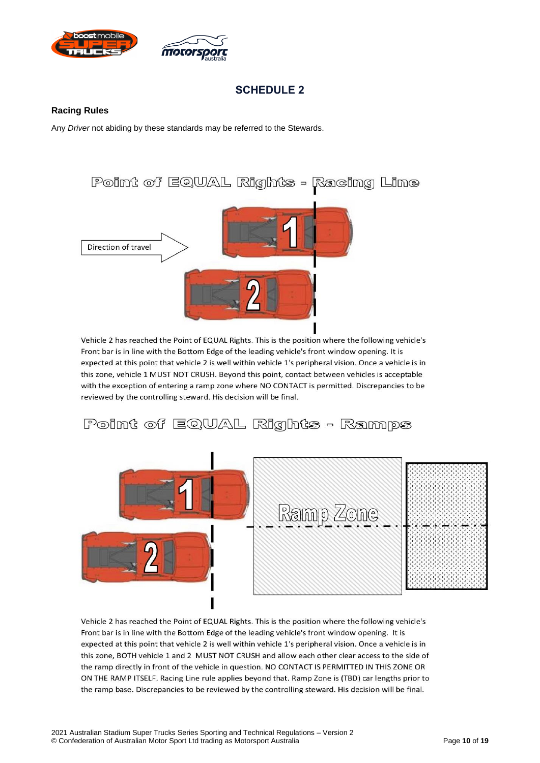## SCHEDULE 2

### Racing Rules

Any *Driver* not abiding by these standards may be referred to the Stewards.

### Point of EQUAL Rights - Racing Line

Direction of travel

Vehicle 2 has reached the Point of EQUAL Rights. This is the position where the following vehicle's Front bar is in line with the Bottom Edge of the leading vehicle's front window opening. It is expected at this point that vehicle 2 is well within vehicle 1's peripheral vision. Once a vehicle is in this zone, vehicle 1 MUST NOT CRUSH. Beyond this point, contact between vehicles is acceptable with the exception of entering a ramp zone where NO CONTACT is permitted. Discrepancies to be reviewed by the controlling steward. His decision will be final.

### Point of EQUAL Rights - Ramps

Ramp Zone

Vehicle 2 has reached the Point of EQUAL Rights. This is the position where the following vehicle's Front bar is in line with the Bottom Edge of the leading vehicle's front window opening. It is expected at this point that vehicle 2 is well within vehicle 1's peripheral vision. Once a vehicle is in this zone, BOTH vehicle 1 and 2 MUST NOT CRUSH and allow each other clear access to the side of the ramp directly in front of the vehicle in question. NO CONTACT IS PERMITTED IN THIS ZONE OR ON THE RAMP ITSELF. Racing Line rule applies beyond that. Ramp Zone is (TBD) car lengths prior to the ramp base. Discrepancies to be reviewed by the controlling steward. His decision will be final.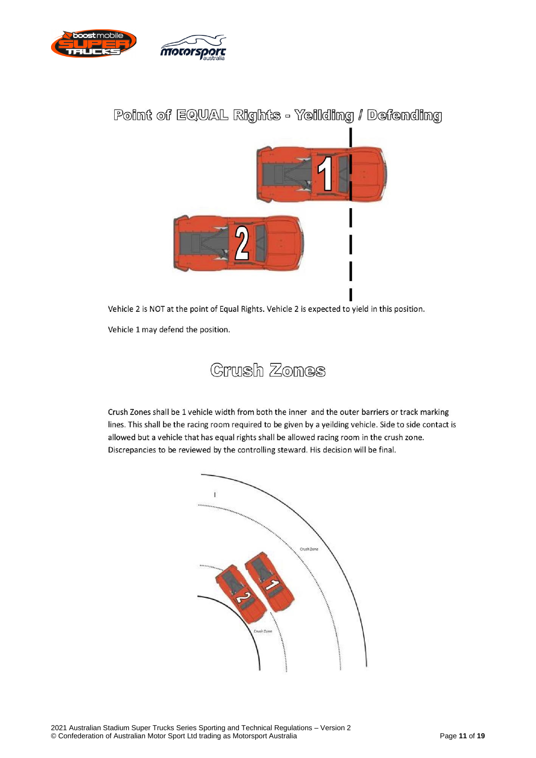## Point of EQUAL Rights - Yeilding / Defending

Vehicle 2 is NOT at the point of Equal Rights. Vehicle 2 is expected to yield in this position.

Vehicle 1 may defend the position.

## Crush Zones

Crush Zones shall be 1 vehicle width from both the inner and the outer barriers or track marking lines. This shall be the racing room required to be given by a yeilding vehicle. Side to side contact is allowed but a vehicle that has equal rights shall be allowed racing room in the crush zone. Discrepancies to be reviewed by the controlling steward. His decision will be final.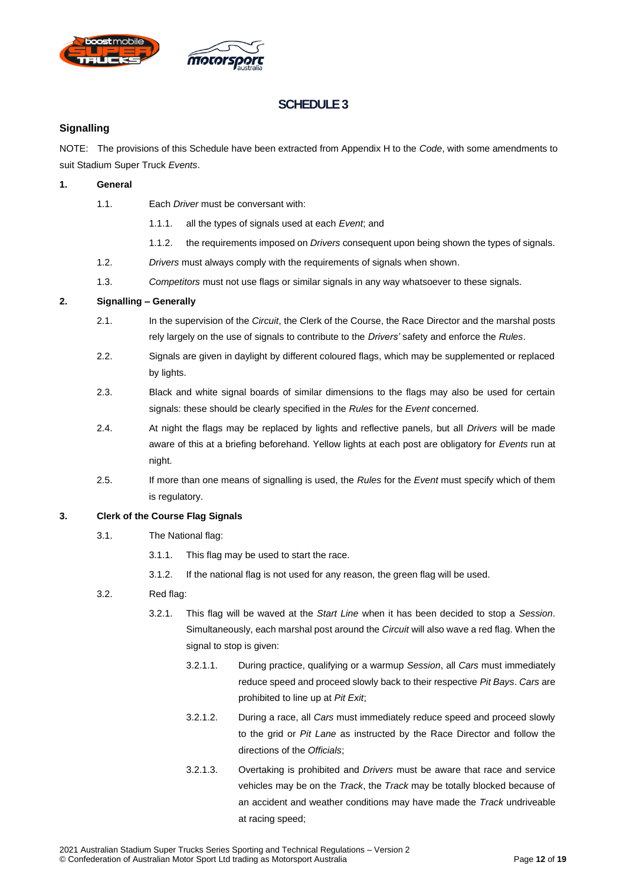# SCHEDULE 3

## Signalling

NOTE: The provisions of this Schedule have been extracted from Appendix H to the *Code*, with some amendments to suit Stadium Super Truck *Events*.

**1. General**

1.1. Each *Driver* must be conversant with:

1.1.1. all the types of signals used at each *Event*; and

1.1.2. the requirements imposed on *Drivers* consequent upon being shown the types of signals.

1.2. *Drivers* must always comply with the requirements of signals when shown.

1.3. *Competitors* must not use flags or similar signals in any way whatsoever to these signals.

**2. Signalling – Generally**

2.1. In the supervision of the *Circuit*, the Clerk of the Course, the Race Director and the marshal posts rely largely on the use of signals to contribute to the *Drivers'* safety and enforce the *Rules*.

2.2. Signals are given in daylight by different coloured flags, which may be supplemented or replaced by lights.

2.3. Black and white signal boards of similar dimensions to the flags may also be used for certain signals: these should be clearly specified in the *Rules* for the *Event* concerned.

2.4. At night the flags may be replaced by lights and reflective panels, but all *Drivers* will be made aware of this at a briefing beforehand. Yellow lights at each post are obligatory for *Events* run at night.

2.5. If more than one means of signalling is used, the *Rules* for the *Event* must specify which of them is regulatory.

**3. Clerk of the Course Flag Signals**

3.1. The National flag:

3.1.1. This flag may be used to start the race.

3.1.2. If the national flag is not used for any reason, the green flag will be used.

3.2. Red flag:

3.2.1. This flag will be waved at the *Start Line* when it has been decided to stop a *Session*. Simultaneously, each marshal post around the *Circuit* will also wave a red flag. When the signal to stop is given:

3.2.1.1. During practice, qualifying or a warmup *Session*, all *Cars* must immediately reduce speed and proceed slowly back to their respective *Pit Bays*. *Cars* are prohibited to line up at *Pit Exit*;

3.2.1.2. During a race, all *Cars* must immediately reduce speed and proceed slowly to the grid or *Pit Lane* as instructed by the Race Director and follow the directions of the *Officials*;

3.2.1.3. Overtaking is prohibited and *Drivers* must be aware that race and service vehicles may be on the *Track*, the *Track* may be totally blocked because of an accident and weather conditions may have made the *Track* undriveable at racing speed;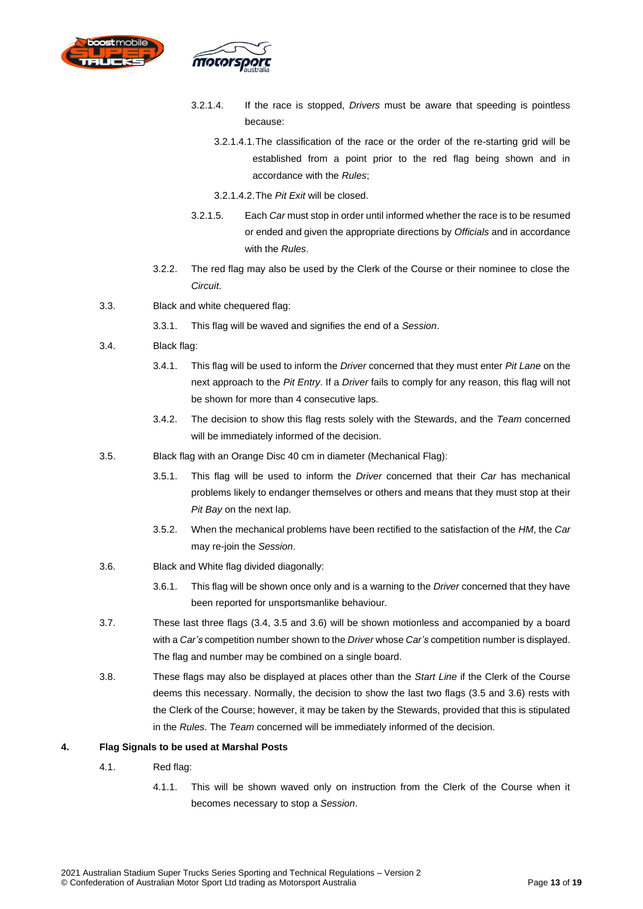3.2.1.4. If the race is stopped, *Drivers* must be aware that speeding is pointless because:

3.2.1.4.1. The classification of the race or the order of the re-starting grid will be established from a point prior to the red flag being shown and in accordance with the *Rules*;

3.2.1.4.2. The *Pit Exit* will be closed.

3.2.1.5. Each *Car* must stop in order until informed whether the race is to be resumed or ended and given the appropriate directions by *Officials* and in accordance with the *Rules*.

3.2.2. The red flag may also be used by the Clerk of the Course or their nominee to close the *Circuit*.

3.3. Black and white chequered flag:

3.3.1. This flag will be waved and signifies the end of a *Session*.

3.4. Black flag:

3.4.1. This flag will be used to inform the *Driver* concerned that they must enter *Pit Lane* on the next approach to the *Pit Entry*. If a *Driver* fails to comply for any reason, this flag will not be shown for more than 4 consecutive laps.

3.4.2. The decision to show this flag rests solely with the Stewards, and the *Team* concerned will be immediately informed of the decision.

3.5. Black flag with an Orange Disc 40 cm in diameter (Mechanical Flag):

3.5.1. This flag will be used to inform the *Driver* concerned that their *Car* has mechanical problems likely to endanger themselves or others and means that they must stop at their *Pit Bay* on the next lap.

3.5.2. When the mechanical problems have been rectified to the satisfaction of the *HM*, the *Car* may re-join the *Session*.

3.6. Black and White flag divided diagonally:

3.6.1. This flag will be shown once only and is a warning to the *Driver* concerned that they have been reported for unsportsmanlike behaviour.

3.7. These last three flags (3.4, 3.5 and 3.6) will be shown motionless and accompanied by a board with a *Car's* competition number shown to the *Driver* whose *Car's* competition number is displayed. The flag and number may be combined on a single board.

3.8. These flags may also be displayed at places other than the *Start Line* if the Clerk of the Course deems this necessary. Normally, the decision to show the last two flags (3.5 and 3.6) rests with the Clerk of the Course; however, it may be taken by the Stewards, provided that this is stipulated in the *Rules*. The *Team* concerned will be immediately informed of the decision.

## 4. Flag Signals to be used at Marshal Posts

4.1. Red flag:

4.1.1. This will be shown waved only on instruction from the Clerk of the Course when it becomes necessary to stop a *Session*.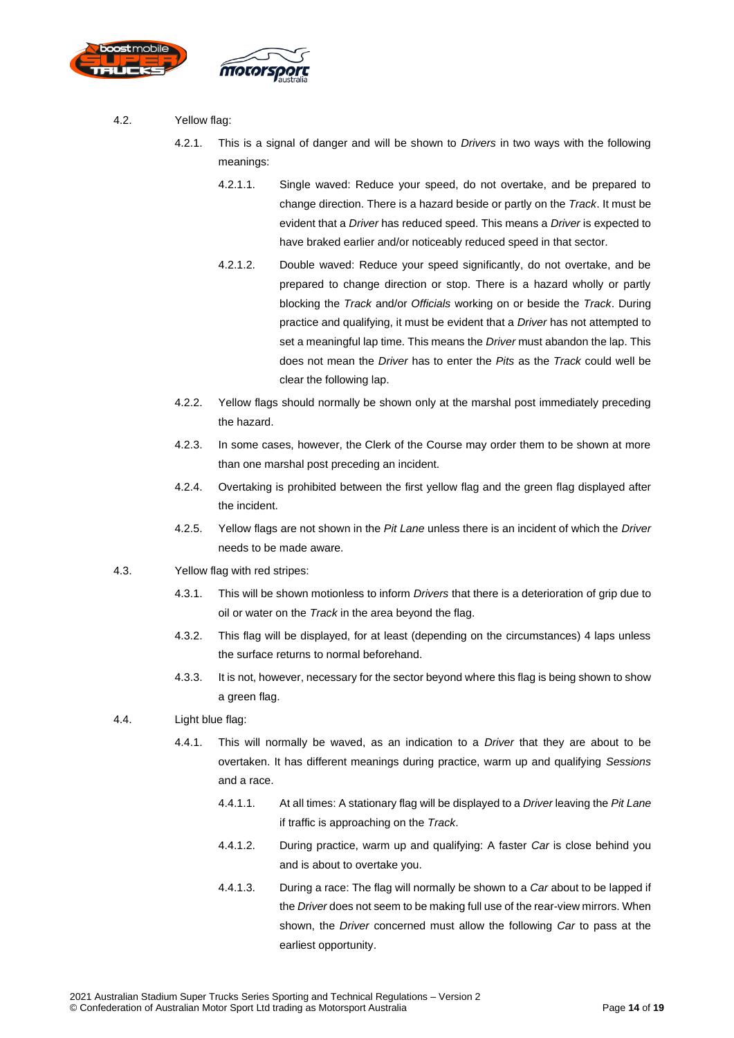4.2. Yellow flag:

4.2.1. This is a signal of danger and will be shown to *Drivers* in two ways with the following meanings:

4.2.1.1. Single waved: Reduce your speed, do not overtake, and be prepared to change direction. There is a hazard beside or partly on the *Track*. It must be evident that a *Driver* has reduced speed. This means a *Driver* is expected to have braked earlier and/or noticeably reduced speed in that sector.

4.2.1.2. Double waved: Reduce your speed significantly, do not overtake, and be prepared to change direction or stop. There is a hazard wholly or partly blocking the *Track* and/or *Officials* working on or beside the *Track*. During practice and qualifying, it must be evident that a *Driver* has not attempted to set a meaningful lap time. This means the *Driver* must abandon the lap. This does not mean the *Driver* has to enter the *Pits* as the *Track* could well be clear the following lap.

4.2.2. Yellow flags should normally be shown only at the marshal post immediately preceding the hazard.

4.2.3. In some cases, however, the Clerk of the Course may order them to be shown at more than one marshal post preceding an incident.

4.2.4. Overtaking is prohibited between the first yellow flag and the green flag displayed after the incident.

4.2.5. Yellow flags are not shown in the *Pit Lane* unless there is an incident of which the *Driver* needs to be made aware.

4.3. Yellow flag with red stripes:

4.3.1. This will be shown motionless to inform *Drivers* that there is a deterioration of grip due to oil or water on the *Track* in the area beyond the flag.

4.3.2. This flag will be displayed, for at least (depending on the circumstances) 4 laps unless the surface returns to normal beforehand.

4.3.3. It is not, however, necessary for the sector beyond where this flag is being shown to show a green flag.

4.4. Light blue flag:

4.4.1. This will normally be waved, as an indication to a *Driver* that they are about to be overtaken. It has different meanings during practice, warm up and qualifying *Sessions* and a race.

4.4.1.1. At all times: A stationary flag will be displayed to a *Driver* leaving the *Pit Lane* if traffic is approaching on the *Track*.

4.4.1.2. During practice, warm up and qualifying: A faster *Car* is close behind you and is about to overtake you.

4.4.1.3. During a race: The flag will normally be shown to a *Car* about to be lapped if the *Driver* does not seem to be making full use of the rear-view mirrors. When shown, the *Driver* concerned must allow the following *Car* to pass at the earliest opportunity.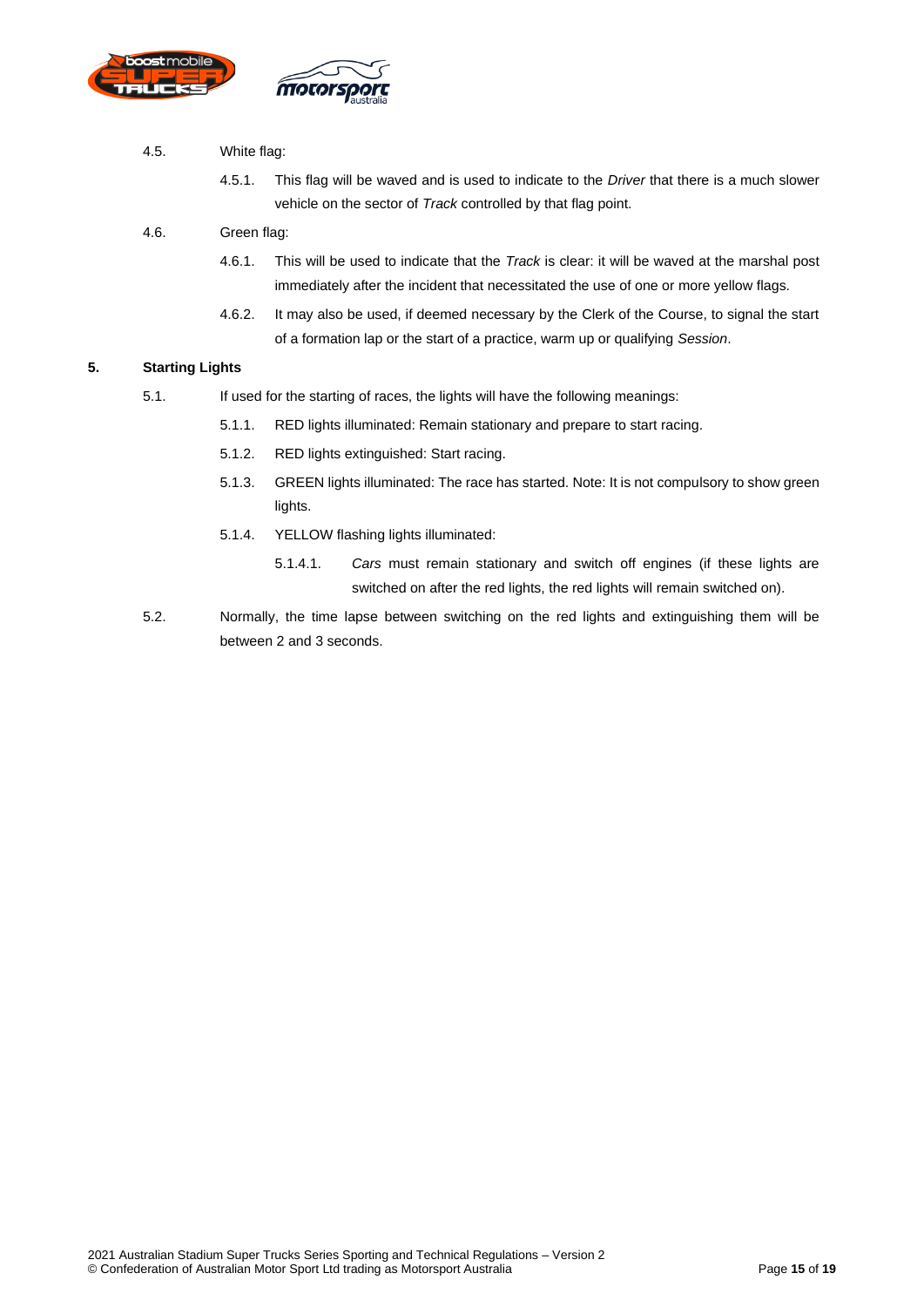4.5. White flag:

4.5.1. This flag will be waved and is used to indicate to the *Driver* that there is a much slower vehicle on the sector of *Track* controlled by that flag point.

4.6. Green flag:

4.6.1. This will be used to indicate that the *Track* is clear: it will be waved at the marshal post immediately after the incident that necessitated the use of one or more yellow flags.

4.6.2. It may also be used, if deemed necessary by the Clerk of the Course, to signal the start of a formation lap or the start of a practice, warm up or qualifying *Session*.

## 5. Starting Lights

5.1. If used for the starting of races, the lights will have the following meanings:

5.1.1. RED lights illuminated: Remain stationary and prepare to start racing.

5.1.2. RED lights extinguished: Start racing.

5.1.3. GREEN lights illuminated: The race has started. Note: It is not compulsory to show green lights.

5.1.4. YELLOW flashing lights illuminated:

5.1.4.1. *Cars* must remain stationary and switch off engines (if these lights are switched on after the red lights, the red lights will remain switched on).

5.2. Normally, the time lapse between switching on the red lights and extinguishing them will be between 2 and 3 seconds.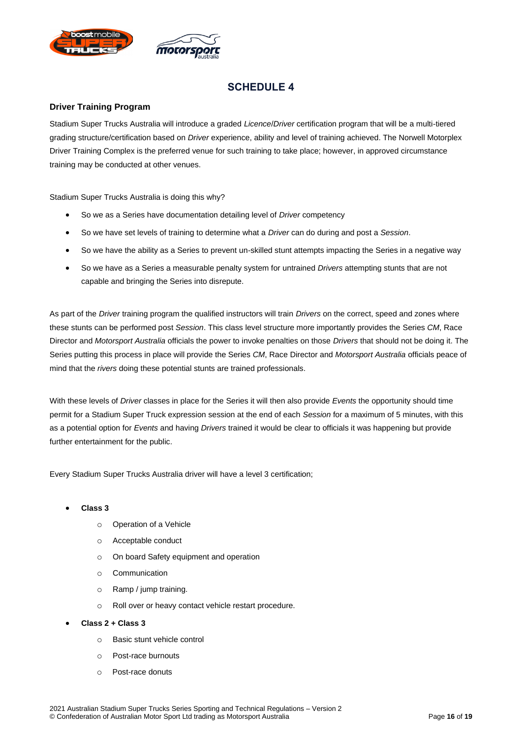# SCHEDULE 4

## Driver Training Program

Stadium Super Trucks Australia will introduce a graded *Licence*/*Driver* certification program that will be a multi-tiered grading structure/certification based on *Driver* experience, ability and level of training achieved. The Norwell Motorplex Driver Training Complex is the preferred venue for such training to take place; however, in approved circumstance training may be conducted at other venues.

Stadium Super Trucks Australia is doing this why?

- So we as a Series have documentation detailing level of *Driver* competency
- So we have set levels of training to determine what a *Driver* can do during and post a *Session*.
- So we have the ability as a Series to prevent un-skilled stunt attempts impacting the Series in a negative way
- So we have as a Series a measurable penalty system for untrained *Drivers* attempting stunts that are not capable and bringing the Series into disrepute.

As part of the *Driver* training program the qualified instructors will train *Drivers* on the correct, speed and zones where these stunts can be performed post *Session*. This class level structure more importantly provides the Series *CM*, Race Director and *Motorsport Australia* officials the power to invoke penalties on those *Drivers* that should not be doing it. The Series putting this process in place will provide the Series *CM*, Race Director and *Motorsport Australia* officials peace of mind that the *rivers* doing these potential stunts are trained professionals.

With these levels of *Driver* classes in place for the Series it will then also provide *Events* the opportunity should time permit for a Stadium Super Truck expression session at the end of each *Session* for a maximum of 5 minutes, with this as a potential option for *Events* and having *Drivers* trained it would be clear to officials it was happening but provide further entertainment for the public.

Every Stadium Super Trucks Australia driver will have a level 3 certification;

- **Class 3**
  - Operation of a Vehicle
  - Acceptable conduct
  - On board Safety equipment and operation
  - Communication
  - Ramp / jump training.
  - Roll over or heavy contact vehicle restart procedure.
- **Class 2 + Class 3**
  - Basic stunt vehicle control
  - Post-race burnouts
  - Post-race donuts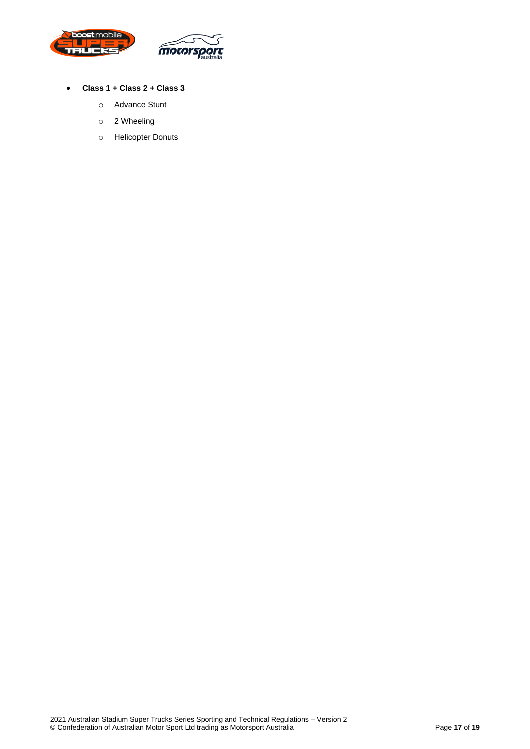- **Class 1 + Class 2 + Class 3**
  - Advance Stunt
  - 2 Wheeling
  - Helicopter Donuts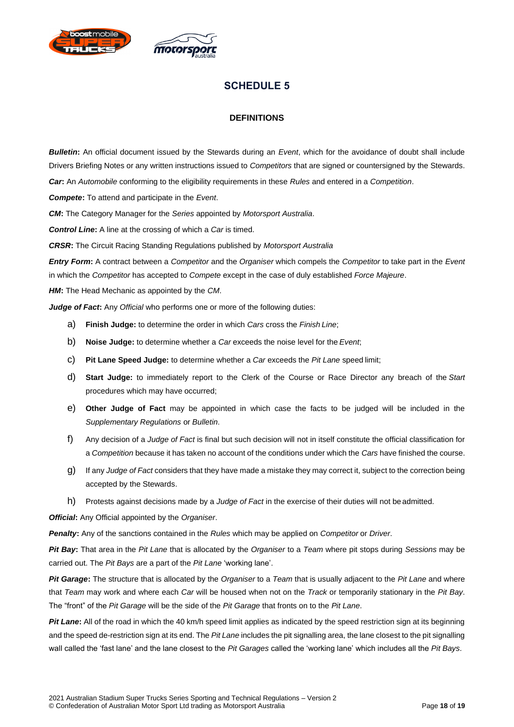# SCHEDULE 5

## DEFINITIONS

***Bulletin*:** An official document issued by the Stewards during an *Event*, which for the avoidance of doubt shall include Drivers Briefing Notes or any written instructions issued to *Competitors* that are signed or countersigned by the Stewards.

***Car*:** An *Automobile* conforming to the eligibility requirements in these *Rules* and entered in a *Competition*.

***Compete*:** To attend and participate in the *Event*.

***CM*:** The Category Manager for the *Series* appointed by *Motorsport Australia*.

***Control Line*:** A line at the crossing of which a *Car* is timed.

***CRSR*:** The Circuit Racing Standing Regulations published by *Motorsport Australia*

***Entry Form*:** A contract between a *Competitor* and the *Organiser* which compels the *Competitor* to take part in the *Event* in which the *Competitor* has accepted to *Compete* except in the case of duly established *Force Majeure*.

***HM*:** The Head Mechanic as appointed by the *CM*.

***Judge of Fact*:** Any *Official* who performs one or more of the following duties:

a) **Finish Judge:** to determine the order in which *Cars* cross the *Finish Line*;

b) **Noise Judge:** to determine whether a *Car* exceeds the noise level for the *Event*;

c) **Pit Lane Speed Judge:** to determine whether a *Car* exceeds the *Pit Lane* speed limit;

d) **Start Judge:** to immediately report to the Clerk of the Course or Race Director any breach of the *Start* procedures which may have occurred;

e) **Other Judge of Fact** may be appointed in which case the facts to be judged will be included in the *Supplementary Regulations* or *Bulletin*.

f) Any decision of a *Judge of Fact* is final but such decision will not in itself constitute the official classification for a *Competition* because it has taken no account of the conditions under which the *Cars* have finished the course.

g) If any *Judge of Fact* considers that they have made a mistake they may correct it, subject to the correction being accepted by the Stewards.

h) Protests against decisions made by a *Judge of Fact* in the exercise of their duties will not be admitted.

***Official*:** Any Official appointed by the *Organiser*.

***Penalty*:** Any of the sanctions contained in the *Rules* which may be applied on *Competitor* or *Driver*.

***Pit Bay*:** That area in the *Pit Lane* that is allocated by the *Organiser* to a *Team* where pit stops during *Sessions* may be carried out. The *Pit Bays* are a part of the *Pit Lane* 'working lane'.

***Pit Garage*:** The structure that is allocated by the *Organiser* to a *Team* that is usually adjacent to the *Pit Lane* and where that *Team* may work and where each *Car* will be housed when not on the *Track* or temporarily stationary in the *Pit Bay*. The "front" of the *Pit Garage* will be the side of the *Pit Garage* that fronts on to the *Pit Lane*.

***Pit Lane*:** All of the road in which the 40 km/h speed limit applies as indicated by the speed restriction sign at its beginning and the speed de-restriction sign at its end. The *Pit Lane* includes the pit signalling area, the lane closest to the pit signalling wall called the 'fast lane' and the lane closest to the *Pit Garages* called the 'working lane' which includes all the *Pit Bays*.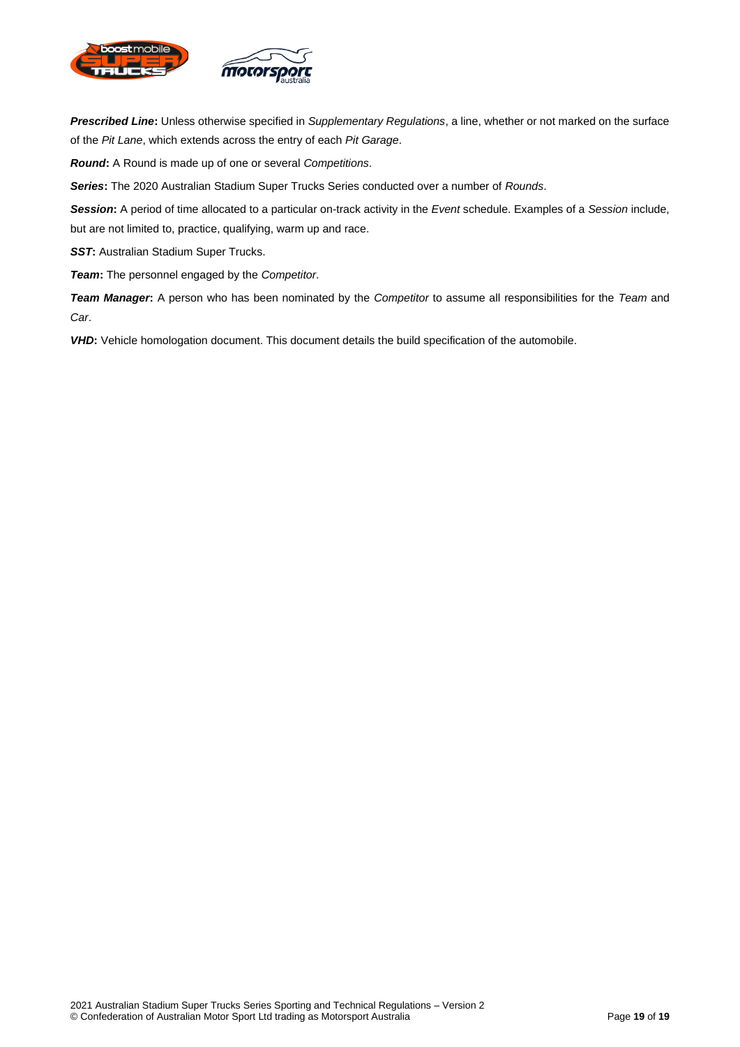***Prescribed Line*:** Unless otherwise specified in *Supplementary Regulations*, a line, whether or not marked on the surface of the *Pit Lane*, which extends across the entry of each *Pit Garage*.

***Round*:** A Round is made up of one or several *Competitions*.

***Series*:** The 2020 Australian Stadium Super Trucks Series conducted over a number of *Rounds*.

***Session*:** A period of time allocated to a particular on-track activity in the *Event* schedule. Examples of a *Session* include, but are not limited to, practice, qualifying, warm up and race.

***SST*:** Australian Stadium Super Trucks.

***Team*:** The personnel engaged by the *Competitor*.

***Team Manager*:** A person who has been nominated by the *Competitor* to assume all responsibilities for the *Team* and *Car*.

***VHD*:** Vehicle homologation document. This document details the build specification of the automobile.